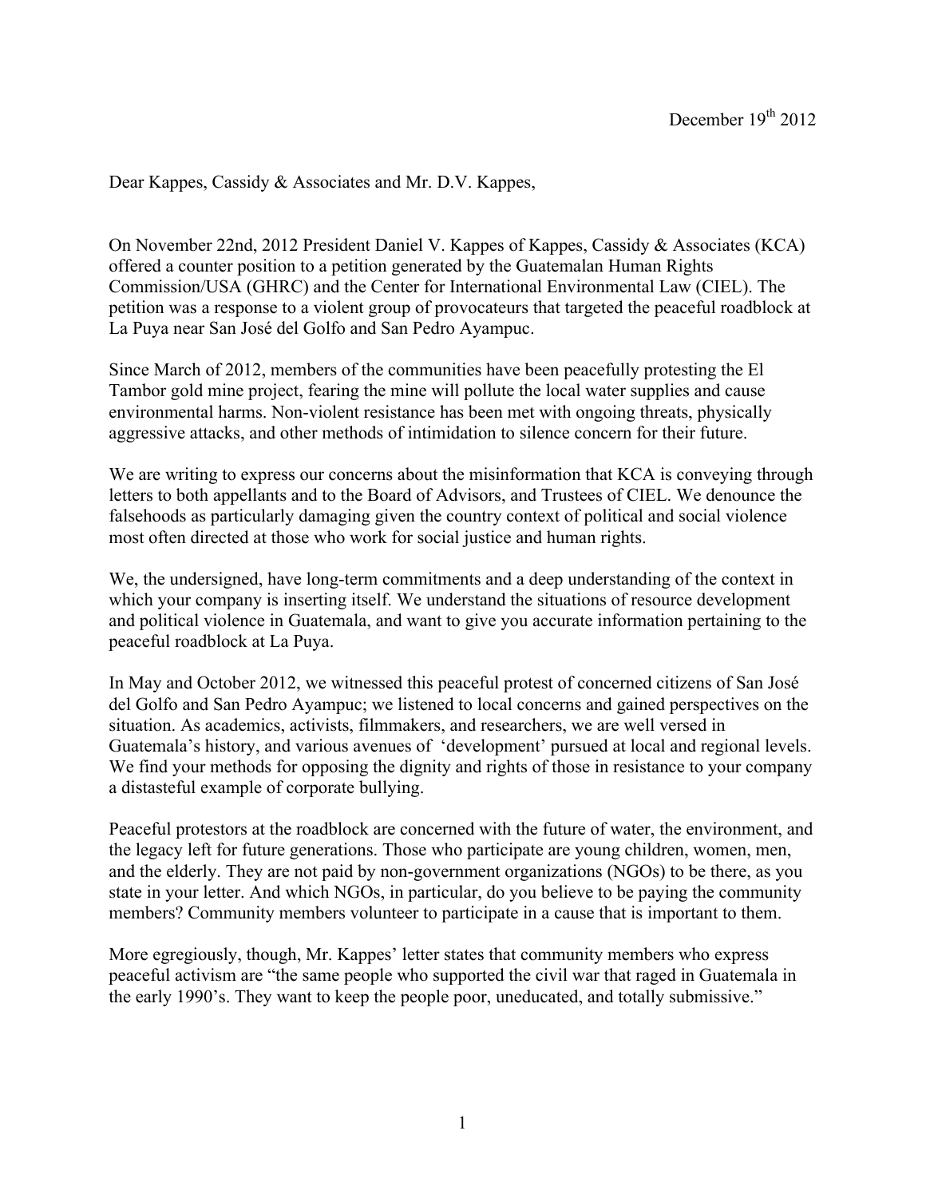December 19th 2012

Dear Kappes, Cassidy & Associates and Mr. D.V. Kappes,

On November 22nd, 2012 President Daniel V. Kappes of Kappes, Cassidy & Associates (KCA) offered a counter position to a petition generated by the Guatemalan Human Rights Commission/USA (GHRC) and the Center for International Environmental Law (CIEL). The petition was a response to a violent group of provocateurs that targeted the peaceful roadblock at La Puya near San José del Golfo and San Pedro Ayampuc.

Since March of 2012, members of the communities have been peacefully protesting the El Tambor gold mine project, fearing the mine will pollute the local water supplies and cause environmental harms. Non-violent resistance has been met with ongoing threats, physically aggressive attacks, and other methods of intimidation to silence concern for their future.

We are writing to express our concerns about the misinformation that KCA is conveying through letters to both appellants and to the Board of Advisors, and Trustees of CIEL. We denounce the falsehoods as particularly damaging given the country context of political and social violence most often directed at those who work for social justice and human rights.

We, the undersigned, have long-term commitments and a deep understanding of the context in which your company is inserting itself. We understand the situations of resource development and political violence in Guatemala, and want to give you accurate information pertaining to the peaceful roadblock at La Puya.

In May and October 2012, we witnessed this peaceful protest of concerned citizens of San José del Golfo and San Pedro Ayampuc; we listened to local concerns and gained perspectives on the situation. As academics, activists, filmmakers, and researchers, we are well versed in Guatemala's history, and various avenues of 'development' pursued at local and regional levels. We find your methods for opposing the dignity and rights of those in resistance to your company a distasteful example of corporate bullying.

Peaceful protestors at the roadblock are concerned with the future of water, the environment, and the legacy left for future generations. Those who participate are young children, women, men, and the elderly. They are not paid by non-government organizations (NGOs) to be there, as you state in your letter. And which NGOs, in particular, do you believe to be paying the community members? Community members volunteer to participate in a cause that is important to them.

More egregiously, though, Mr. Kappes' letter states that community members who express peaceful activism are "the same people who supported the civil war that raged in Guatemala in the early 1990's. They want to keep the people poor, uneducated, and totally submissive."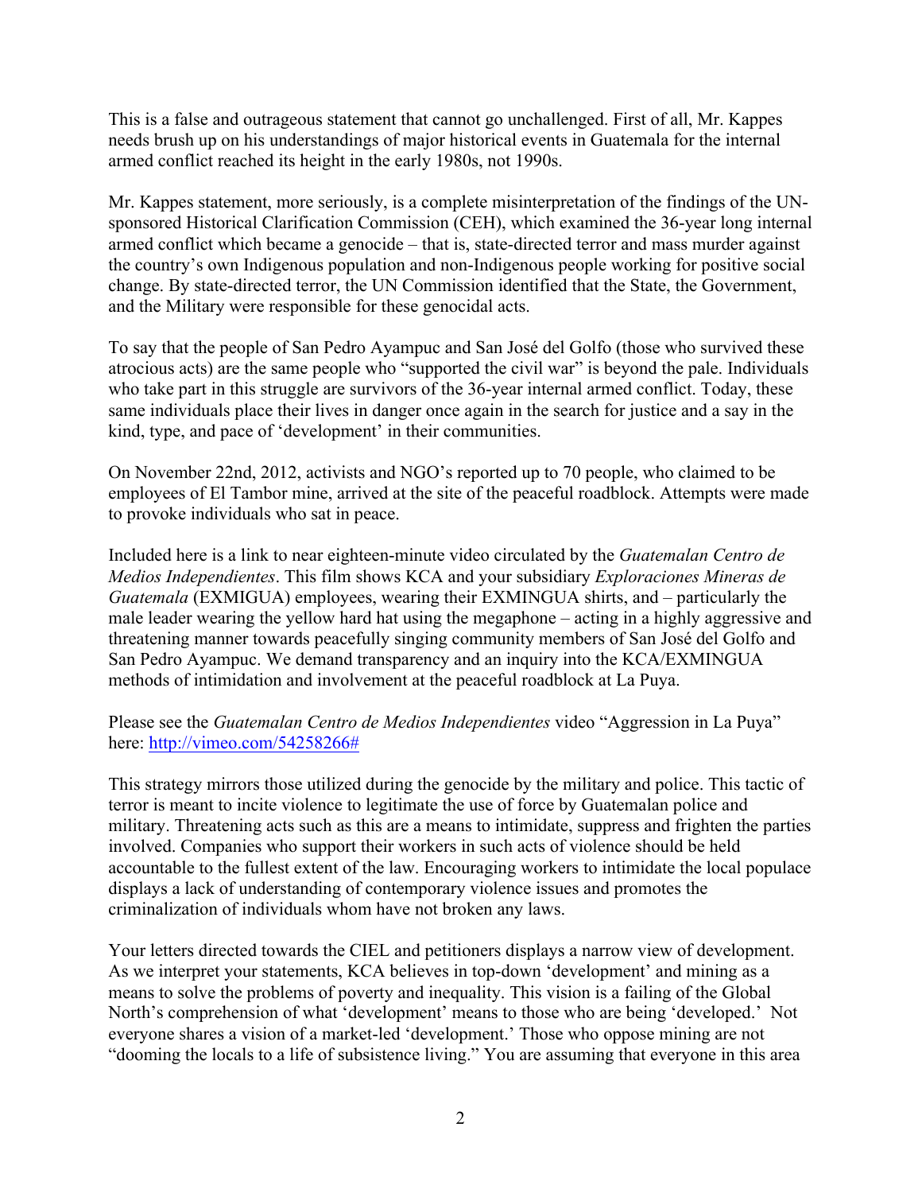This is a false and outrageous statement that cannot go unchallenged. First of all, Mr. Kappes needs brush up on his understandings of major historical events in Guatemala for the internal armed conflict reached its height in the early 1980s, not 1990s.

Mr. Kappes statement, more seriously, is a complete misinterpretation of the findings of the UN-sponsored Historical Clarification Commission (CEH), which examined the 36-year long internal armed conflict which became a genocide – that is, state-directed terror and mass murder against the country's own Indigenous population and non-Indigenous people working for positive social change. By state-directed terror, the UN Commission identified that the State, the Government, and the Military were responsible for these genocidal acts.

To say that the people of San Pedro Ayampuc and San José del Golfo (those who survived these atrocious acts) are the same people who "supported the civil war" is beyond the pale. Individuals who take part in this struggle are survivors of the 36-year internal armed conflict. Today, these same individuals place their lives in danger once again in the search for justice and a say in the kind, type, and pace of 'development' in their communities.

On November 22nd, 2012, activists and NGO's reported up to 70 people, who claimed to be employees of El Tambor mine, arrived at the site of the peaceful roadblock. Attempts were made to provoke individuals who sat in peace.

Included here is a link to near eighteen-minute video circulated by the *Guatemalan Centro de Medios Independientes*. This film shows KCA and your subsidiary *Exploraciones Mineras de Guatemala* (EXMIGUA) employees, wearing their EXMINGUA shirts, and – particularly the male leader wearing the yellow hard hat using the megaphone – acting in a highly aggressive and threatening manner towards peacefully singing community members of San José del Golfo and San Pedro Ayampuc. We demand transparency and an inquiry into the KCA/EXMINGUA methods of intimidation and involvement at the peaceful roadblock at La Puya.

Please see the *Guatemalan Centro de Medios Independientes* video "Aggression in La Puya" here: http://vimeo.com/54258266#

This strategy mirrors those utilized during the genocide by the military and police. This tactic of terror is meant to incite violence to legitimate the use of force by Guatemalan police and military. Threatening acts such as this are a means to intimidate, suppress and frighten the parties involved. Companies who support their workers in such acts of violence should be held accountable to the fullest extent of the law. Encouraging workers to intimidate the local populace displays a lack of understanding of contemporary violence issues and promotes the criminalization of individuals whom have not broken any laws.

Your letters directed towards the CIEL and petitioners displays a narrow view of development. As we interpret your statements, KCA believes in top-down 'development' and mining as a means to solve the problems of poverty and inequality. This vision is a failing of the Global North's comprehension of what 'development' means to those who are being 'developed.' Not everyone shares a vision of a market-led 'development.' Those who oppose mining are not "dooming the locals to a life of subsistence living." You are assuming that everyone in this area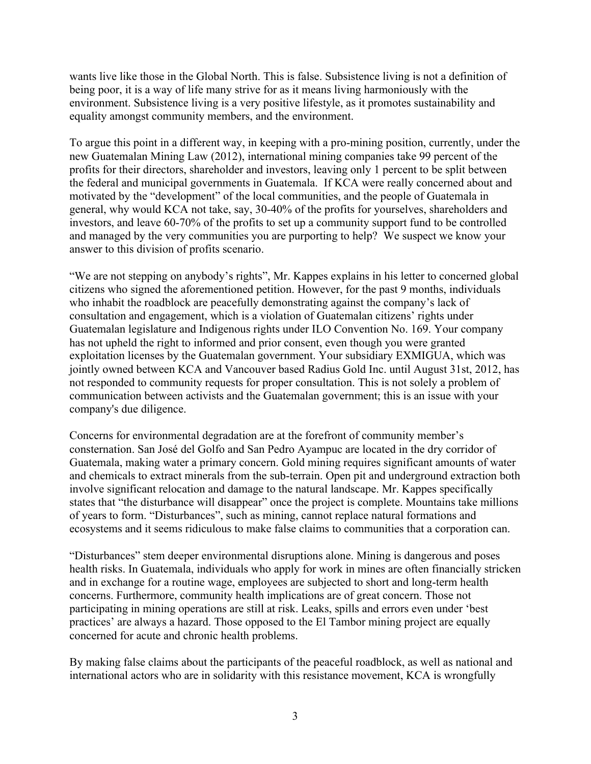wants live like those in the Global North. This is false. Subsistence living is not a definition of being poor, it is a way of life many strive for as it means living harmoniously with the environment. Subsistence living is a very positive lifestyle, as it promotes sustainability and equality amongst community members, and the environment.

To argue this point in a different way, in keeping with a pro-mining position, currently, under the new Guatemalan Mining Law (2012), international mining companies take 99 percent of the profits for their directors, shareholder and investors, leaving only 1 percent to be split between the federal and municipal governments in Guatemala. If KCA were really concerned about and motivated by the "development" of the local communities, and the people of Guatemala in general, why would KCA not take, say, 30-40% of the profits for yourselves, shareholders and investors, and leave 60-70% of the profits to set up a community support fund to be controlled and managed by the very communities you are purporting to help? We suspect we know your answer to this division of profits scenario.

"We are not stepping on anybody's rights", Mr. Kappes explains in his letter to concerned global citizens who signed the aforementioned petition. However, for the past 9 months, individuals who inhabit the roadblock are peacefully demonstrating against the company's lack of consultation and engagement, which is a violation of Guatemalan citizens' rights under Guatemalan legislature and Indigenous rights under ILO Convention No. 169. Your company has not upheld the right to informed and prior consent, even though you were granted exploitation licenses by the Guatemalan government. Your subsidiary EXMIGUA, which was jointly owned between KCA and Vancouver based Radius Gold Inc. until August 31st, 2012, has not responded to community requests for proper consultation. This is not solely a problem of communication between activists and the Guatemalan government; this is an issue with your company's due diligence.

Concerns for environmental degradation are at the forefront of community member's consternation. San José del Golfo and San Pedro Ayampuc are located in the dry corridor of Guatemala, making water a primary concern. Gold mining requires significant amounts of water and chemicals to extract minerals from the sub-terrain. Open pit and underground extraction both involve significant relocation and damage to the natural landscape. Mr. Kappes specifically states that "the disturbance will disappear" once the project is complete. Mountains take millions of years to form. "Disturbances", such as mining, cannot replace natural formations and ecosystems and it seems ridiculous to make false claims to communities that a corporation can.

"Disturbances" stem deeper environmental disruptions alone. Mining is dangerous and poses health risks. In Guatemala, individuals who apply for work in mines are often financially stricken and in exchange for a routine wage, employees are subjected to short and long-term health concerns. Furthermore, community health implications are of great concern. Those not participating in mining operations are still at risk. Leaks, spills and errors even under 'best practices' are always a hazard. Those opposed to the El Tambor mining project are equally concerned for acute and chronic health problems.

By making false claims about the participants of the peaceful roadblock, as well as national and international actors who are in solidarity with this resistance movement, KCA is wrongfully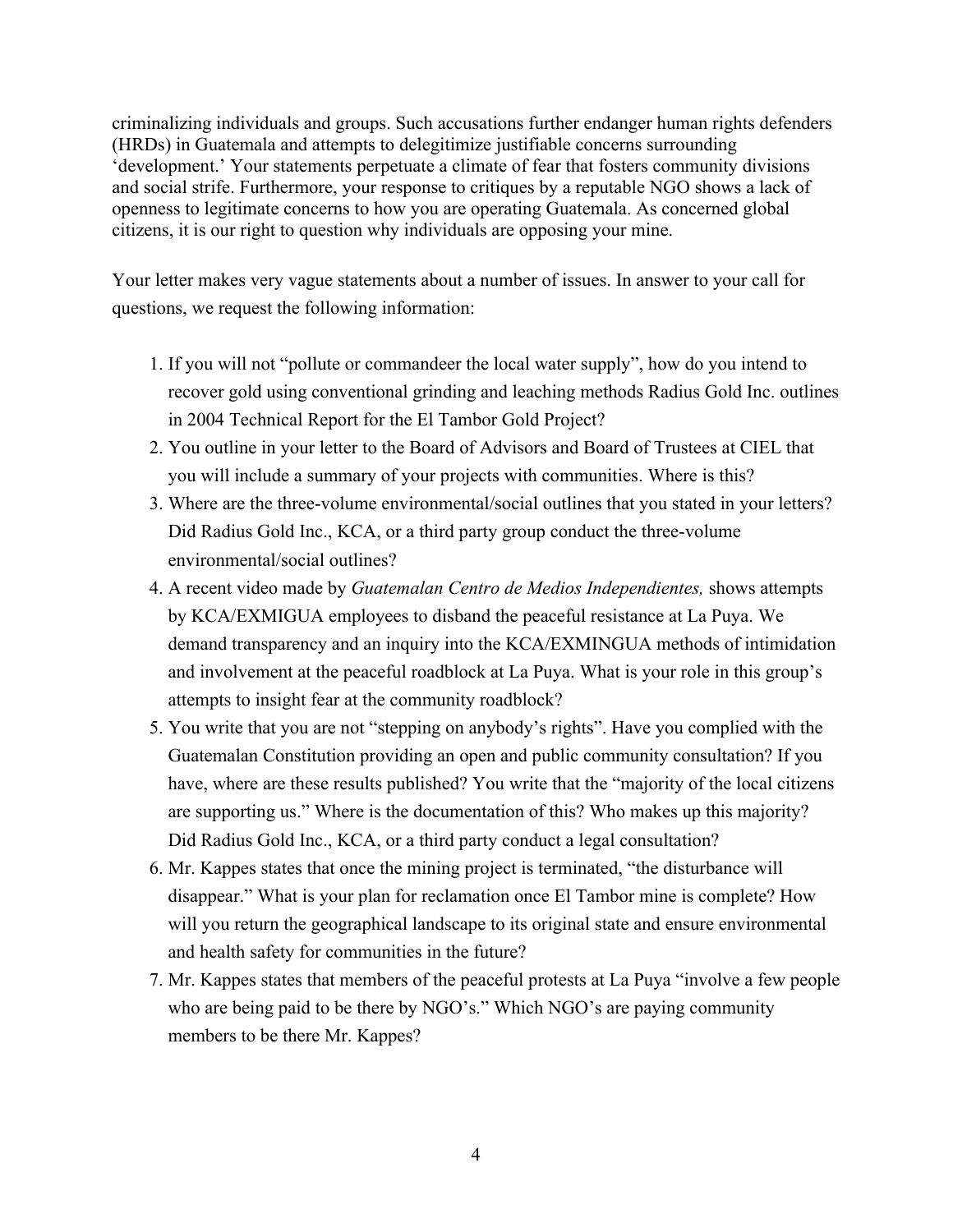criminalizing individuals and groups. Such accusations further endanger human rights defenders (HRDs) in Guatemala and attempts to delegitimize justifiable concerns surrounding 'development.' Your statements perpetuate a climate of fear that fosters community divisions and social strife. Furthermore, your response to critiques by a reputable NGO shows a lack of openness to legitimate concerns to how you are operating Guatemala. As concerned global citizens, it is our right to question why individuals are opposing your mine.

Your letter makes very vague statements about a number of issues. In answer to your call for questions, we request the following information:

1. If you will not "pollute or commandeer the local water supply", how do you intend to recover gold using conventional grinding and leaching methods Radius Gold Inc. outlines in 2004 Technical Report for the El Tambor Gold Project?
2. You outline in your letter to the Board of Advisors and Board of Trustees at CIEL that you will include a summary of your projects with communities. Where is this?
3. Where are the three-volume environmental/social outlines that you stated in your letters? Did Radius Gold Inc., KCA, or a third party group conduct the three-volume environmental/social outlines?
4. A recent video made by *Guatemalan Centro de Medios Independientes,* shows attempts by KCA/EXMIGUA employees to disband the peaceful resistance at La Puya. We demand transparency and an inquiry into the KCA/EXMINGUA methods of intimidation and involvement at the peaceful roadblock at La Puya. What is your role in this group's attempts to insight fear at the community roadblock?
5. You write that you are not "stepping on anybody's rights". Have you complied with the Guatemalan Constitution providing an open and public community consultation? If you have, where are these results published? You write that the "majority of the local citizens are supporting us." Where is the documentation of this? Who makes up this majority? Did Radius Gold Inc., KCA, or a third party conduct a legal consultation?
6. Mr. Kappes states that once the mining project is terminated, "the disturbance will disappear." What is your plan for reclamation once El Tambor mine is complete? How will you return the geographical landscape to its original state and ensure environmental and health safety for communities in the future?
7. Mr. Kappes states that members of the peaceful protests at La Puya "involve a few people who are being paid to be there by NGO's." Which NGO's are paying community members to be there Mr. Kappes?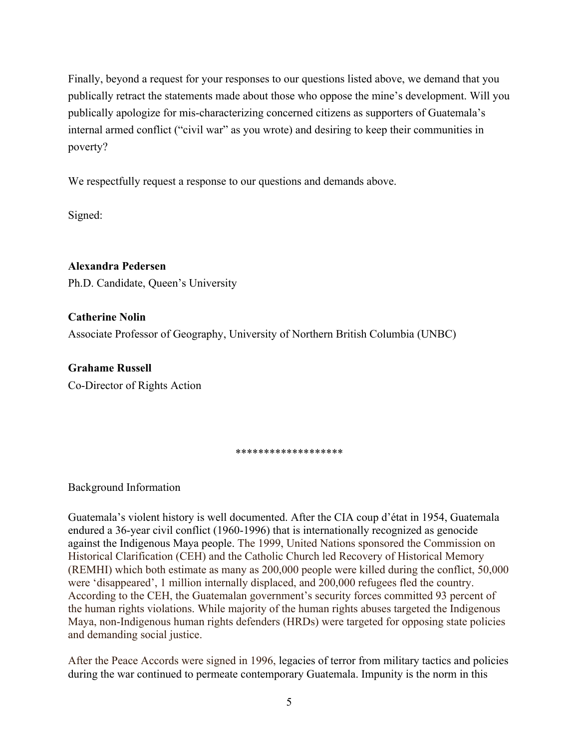Finally, beyond a request for your responses to our questions listed above, we demand that you publically retract the statements made about those who oppose the mine's development. Will you publically apologize for mis-characterizing concerned citizens as supporters of Guatemala's internal armed conflict ("civil war" as you wrote) and desiring to keep their communities in poverty?

We respectfully request a response to our questions and demands above.

Signed:

**Alexandra Pedersen**
Ph.D. Candidate, Queen's University

**Catherine Nolin**
Associate Professor of Geography, University of Northern British Columbia (UNBC)

**Grahame Russell**
Co-Director of Rights Action

******************

Background Information

Guatemala's violent history is well documented. After the CIA coup d'état in 1954, Guatemala endured a 36-year civil conflict (1960-1996) that is internationally recognized as genocide against the Indigenous Maya people. The 1999, United Nations sponsored the Commission on Historical Clarification (CEH) and the Catholic Church led Recovery of Historical Memory (REMHI) which both estimate as many as 200,000 people were killed during the conflict, 50,000 were 'disappeared', 1 million internally displaced, and 200,000 refugees fled the country. According to the CEH, the Guatemalan government's security forces committed 93 percent of the human rights violations. While majority of the human rights abuses targeted the Indigenous Maya, non-Indigenous human rights defenders (HRDs) were targeted for opposing state policies and demanding social justice.

After the Peace Accords were signed in 1996, legacies of terror from military tactics and policies during the war continued to permeate contemporary Guatemala. Impunity is the norm in this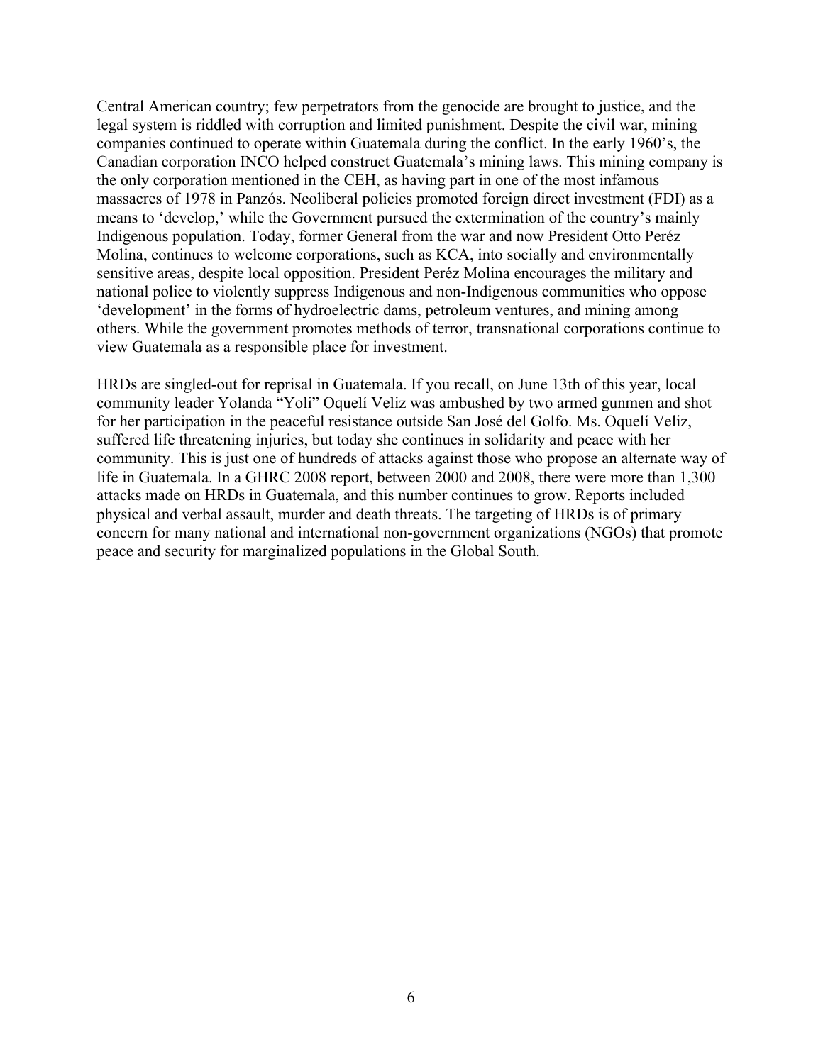Central American country; few perpetrators from the genocide are brought to justice, and the legal system is riddled with corruption and limited punishment. Despite the civil war, mining companies continued to operate within Guatemala during the conflict. In the early 1960's, the Canadian corporation INCO helped construct Guatemala's mining laws. This mining company is the only corporation mentioned in the CEH, as having part in one of the most infamous massacres of 1978 in Panzós. Neoliberal policies promoted foreign direct investment (FDI) as a means to 'develop,' while the Government pursued the extermination of the country's mainly Indigenous population. Today, former General from the war and now President Otto Peréz Molina, continues to welcome corporations, such as KCA, into socially and environmentally sensitive areas, despite local opposition. President Peréz Molina encourages the military and national police to violently suppress Indigenous and non-Indigenous communities who oppose 'development' in the forms of hydroelectric dams, petroleum ventures, and mining among others. While the government promotes methods of terror, transnational corporations continue to view Guatemala as a responsible place for investment.

HRDs are singled-out for reprisal in Guatemala. If you recall, on June 13th of this year, local community leader Yolanda "Yoli" Oquelí Veliz was ambushed by two armed gunmen and shot for her participation in the peaceful resistance outside San José del Golfo. Ms. Oquelí Veliz, suffered life threatening injuries, but today she continues in solidarity and peace with her community. This is just one of hundreds of attacks against those who propose an alternate way of life in Guatemala. In a GHRC 2008 report, between 2000 and 2008, there were more than 1,300 attacks made on HRDs in Guatemala, and this number continues to grow. Reports included physical and verbal assault, murder and death threats. The targeting of HRDs is of primary concern for many national and international non-government organizations (NGOs) that promote peace and security for marginalized populations in the Global South.